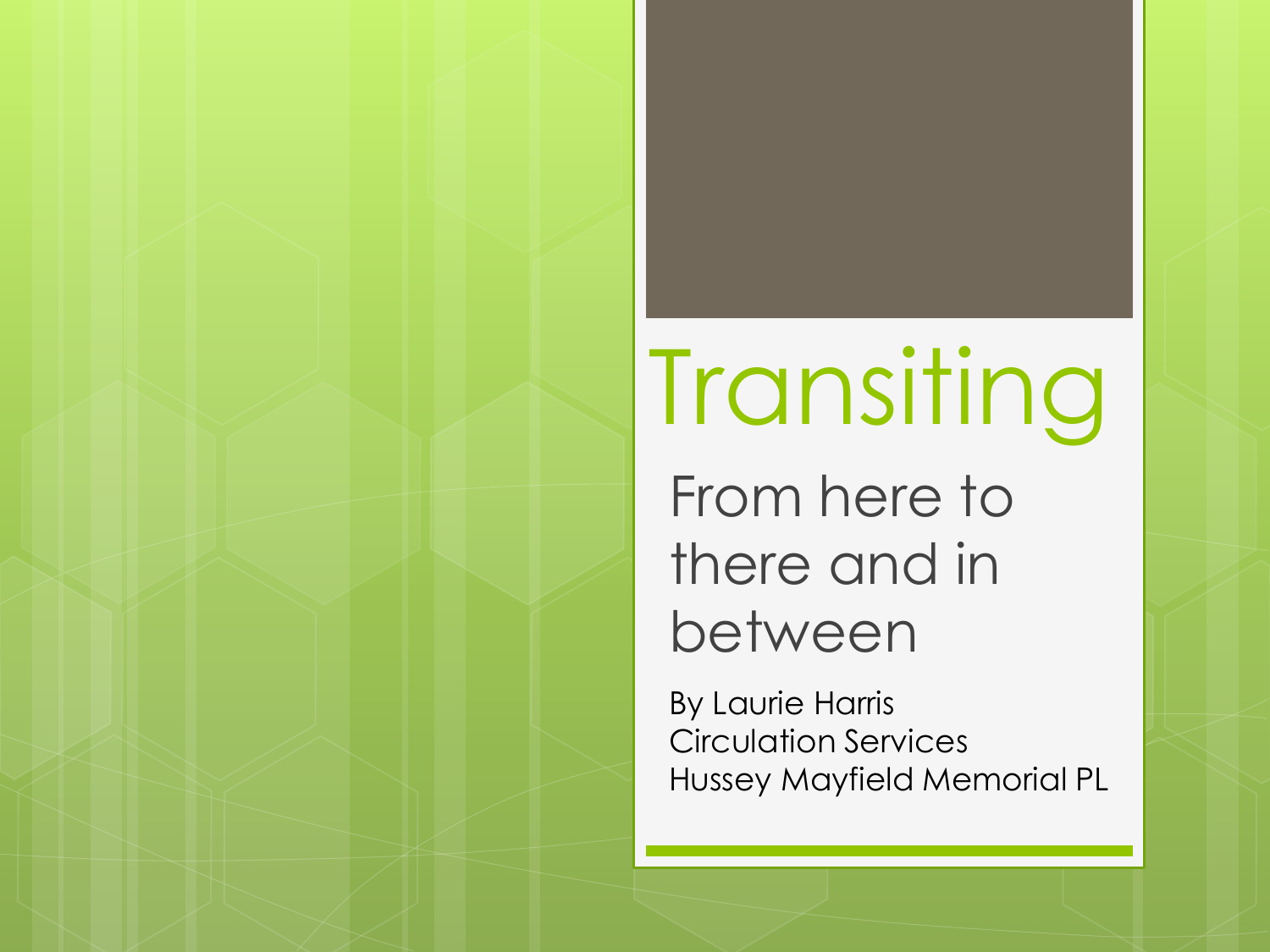# Transiting

## From here to there and in between

By Laurie Harris
Circulation Services
Hussey Mayfield Memorial PL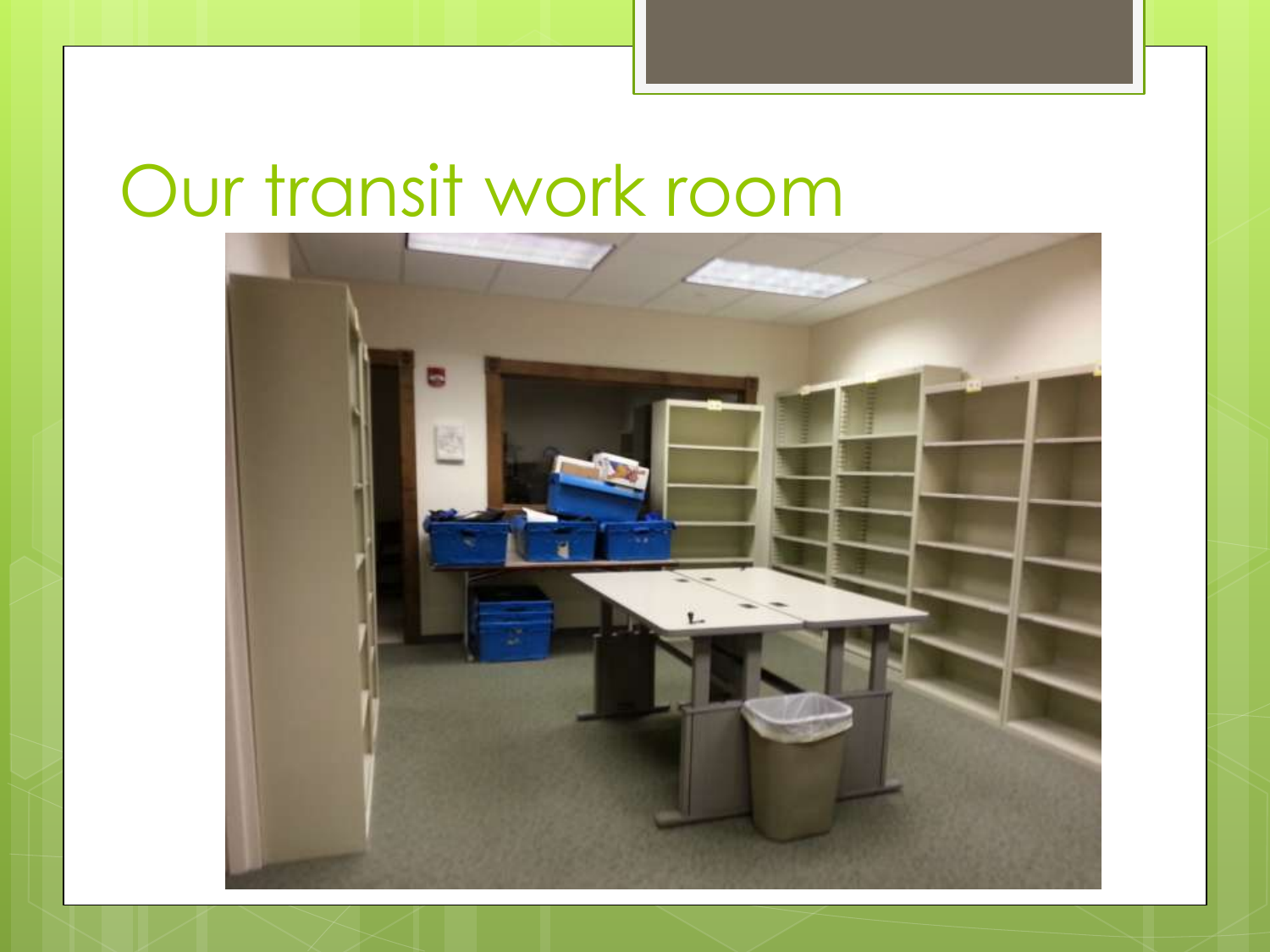# Our transit work room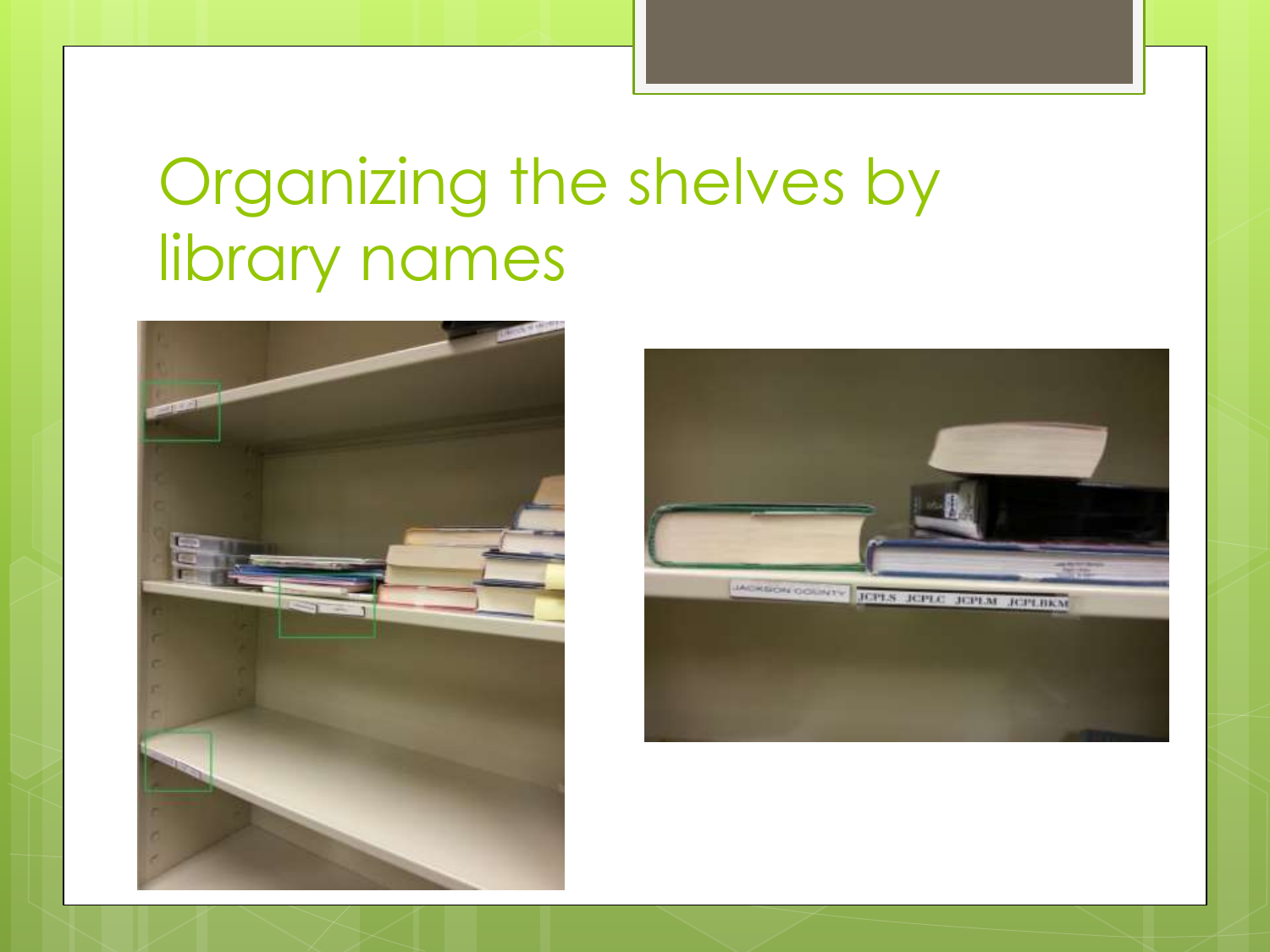# Organizing the shelves by library names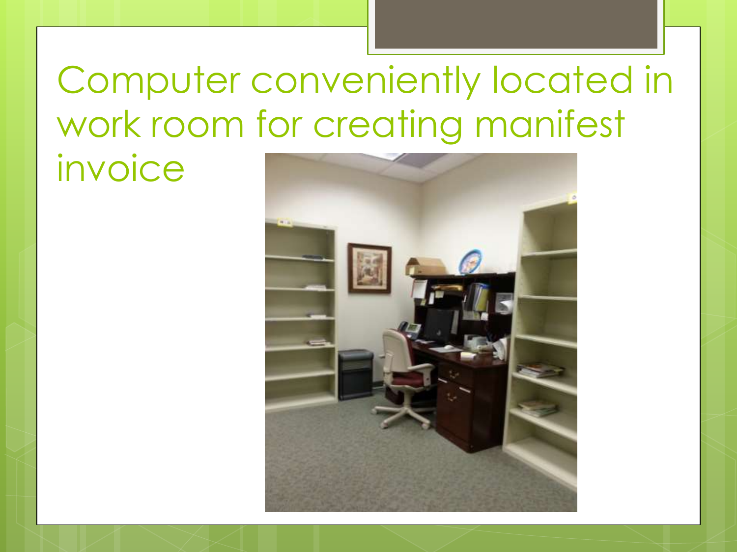# Computer conveniently located in work room for creating manifest invoice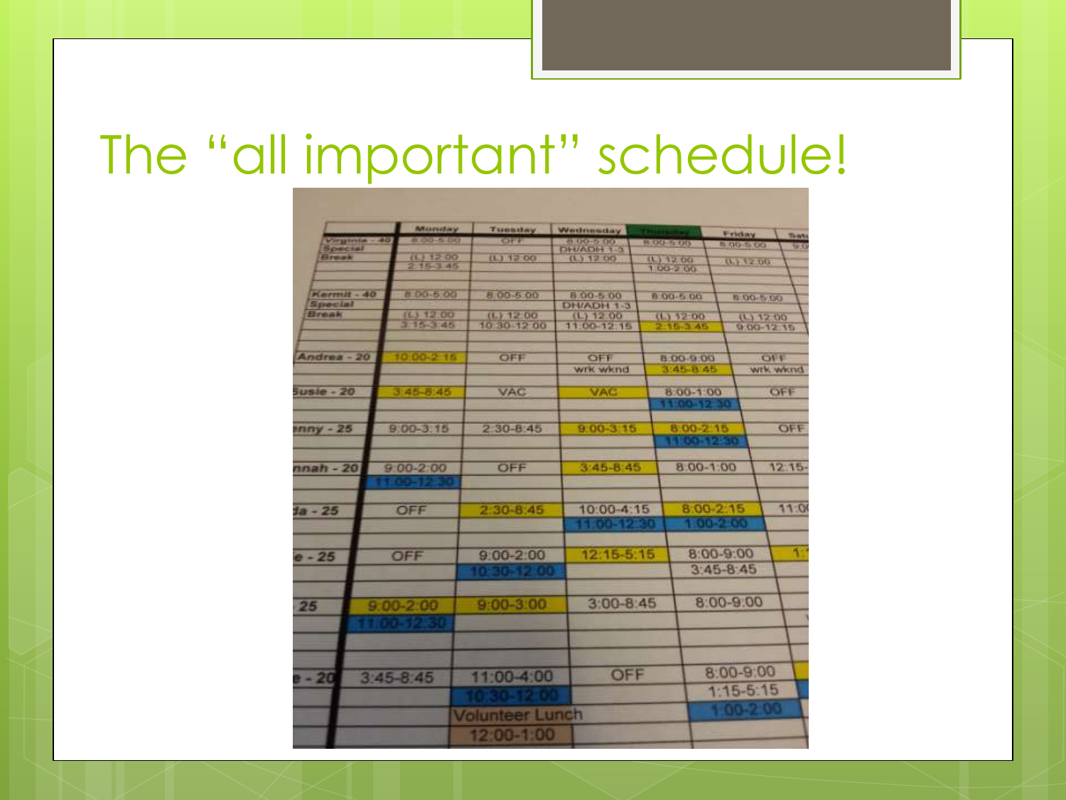# The "all important" schedule!

| | Monday | Tuesday | Wednesday | Thursday | Friday | Sat |
|---|---|---|---|---|---|---|
| Virginia - 40 Special Break | 8:00-5:00 (L) 12:00 2:15-3:45 | OFF (L) 12:00 | 8:00-5:00 DH/ADH 1-3 (L) 12:00 | 8:00-5:00 (L) 12:00 1:00-2:00 | 8:00-5:00 (L) 12:00 | 9:0 |
| Kermit - 40 Special Break | 8:00-5:00 (L) 12:00 3:15-3:45 | 8:00-5:00 (L) 12:00 10:30-12:00 | 8:00-5:00 DH/ADH 1-3 (L) 12:00 11:00-12:15 | 8:00-5:00 (L) 12:00 2:15-3:45 | 8:00-5:00 (L) 12:00 9:00-12:15 | |
| Andrea - 20 | 10:00-2:15 | OFF | OFF wrk wknd | 8:00-9:00 3:45-8:45 | OFF wrk wknd | |
| Susie - 20 | 3:45-8:45 | VAC | VAC | 8:00-1:00 11:00-12:30 | OFF | |
| nny - 25 | 9:00-3:15 | 2:30-8:45 | 9:00-3:15 | 8:00-2:15 11:00-12:30 | OFF | |
| nnah - 20 | 9:00-2:00 11:00-12:30 | OFF | 3:45-8:45 | 8:00-1:00 | 12:15- | |
| da - 25 | OFF | 2:30-8:45 | 10:00-4:15 11:00-12:30 | 8:00-2:15 1:00-2:00 | 11:0 | |
| e - 25 | OFF | 9:00-2:00 10:30-12:00 | 12:15-5:15 | 8:00-9:00 3:45-8:45 | 1: | |
| 25 | 9:00-2:00 11:00-12:30 | 9:00-3:00 | 3:00-8:45 | 8:00-9:00 | | |
| e - 20 | 3:45-8:45 | 11:00-4:00 10:30-12:00 Volunteer Lunch 12:00-1:00 | OFF | 8:00-9:00 1:15-5:15 1:00-2:00 | | |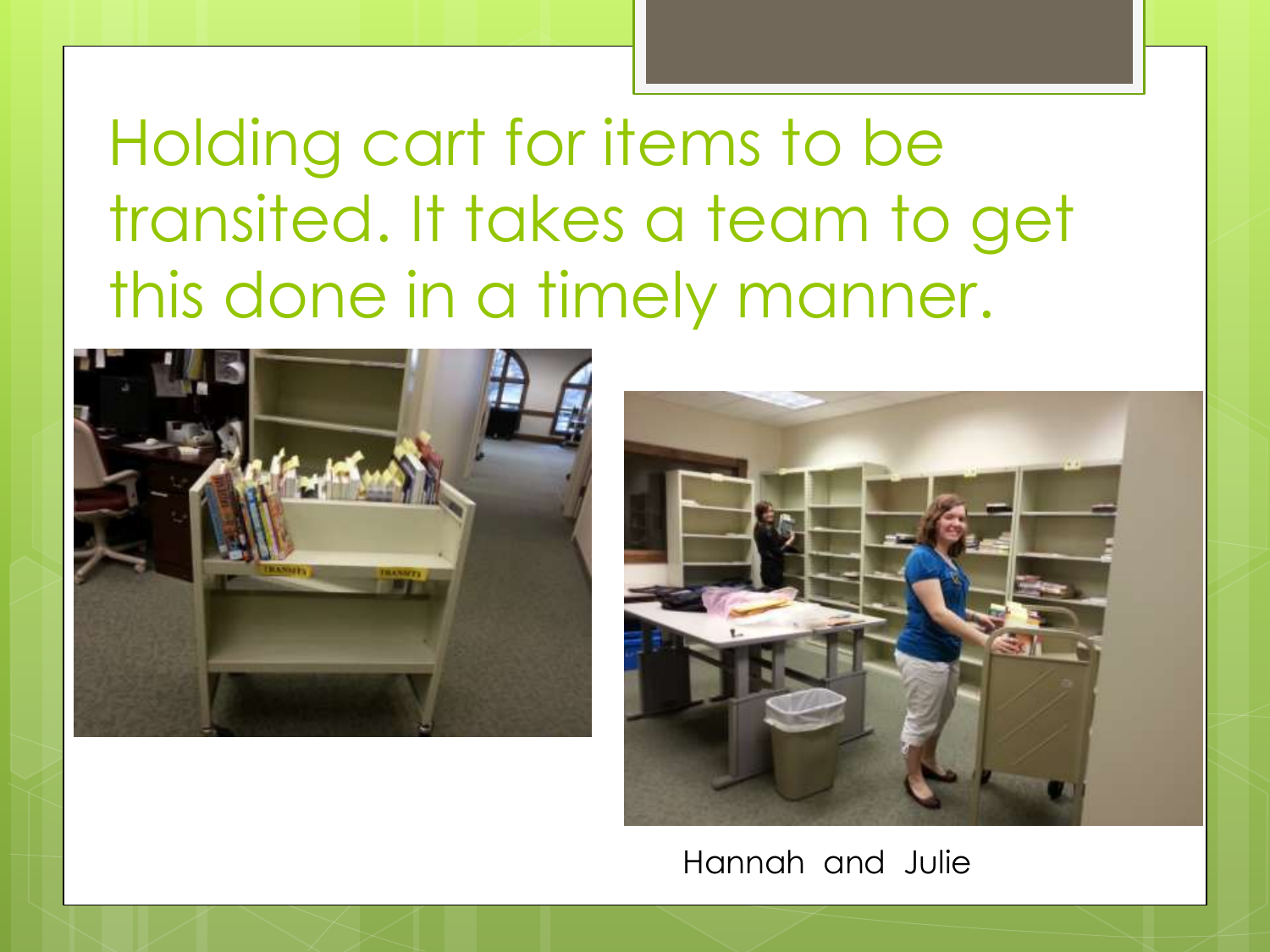# Holding cart for items to be transited. It takes a team to get this done in a timely manner.

Hannah and Julie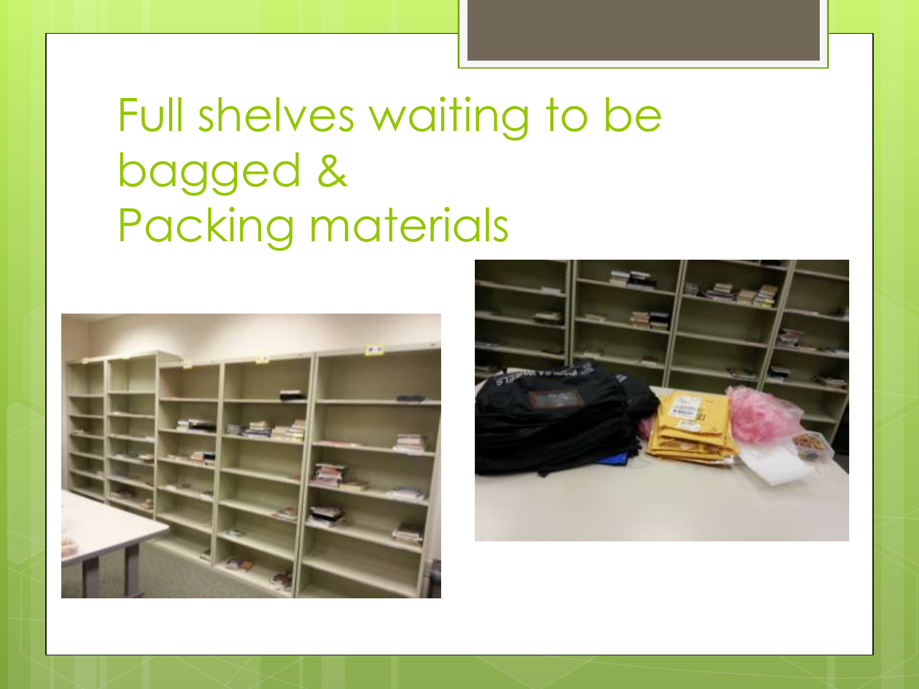# Full shelves waiting to be bagged & Packing materials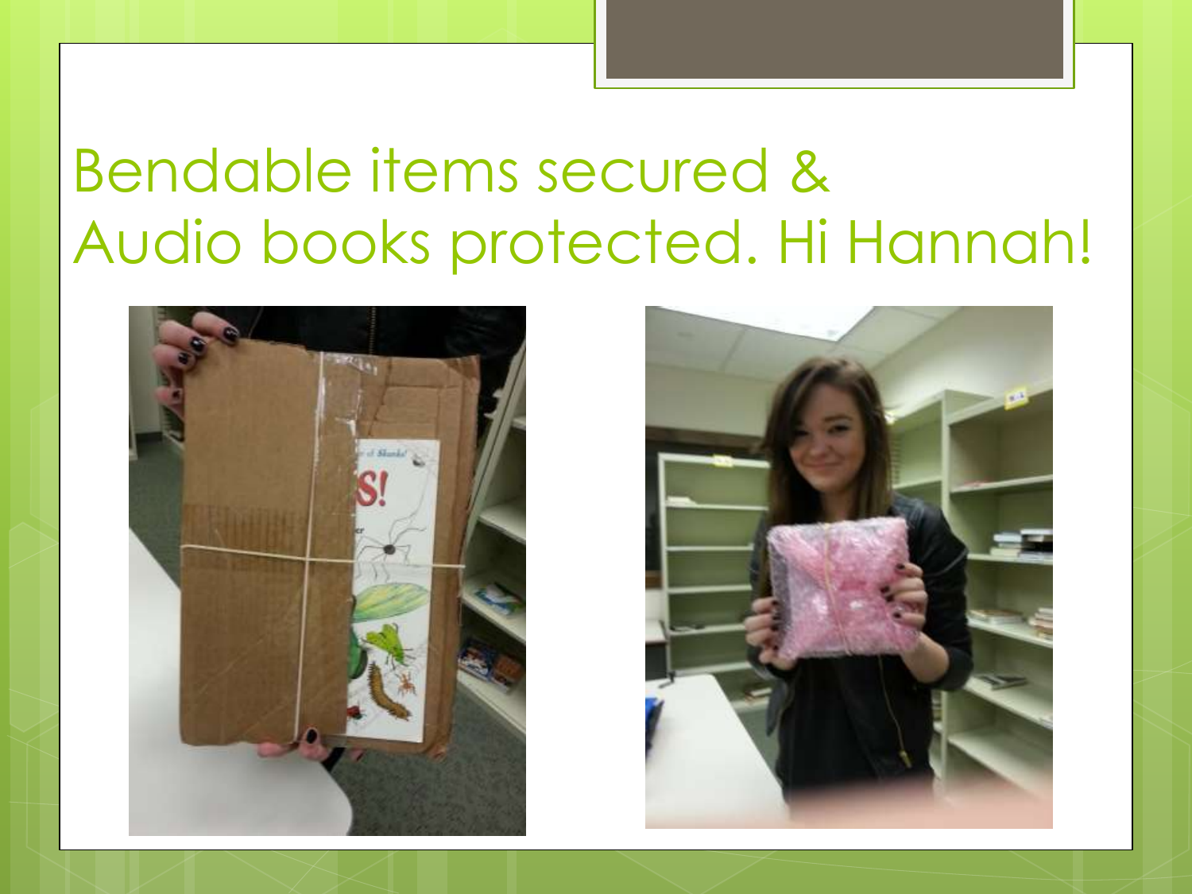# Bendable items secured & Audio books protected. Hi Hannah!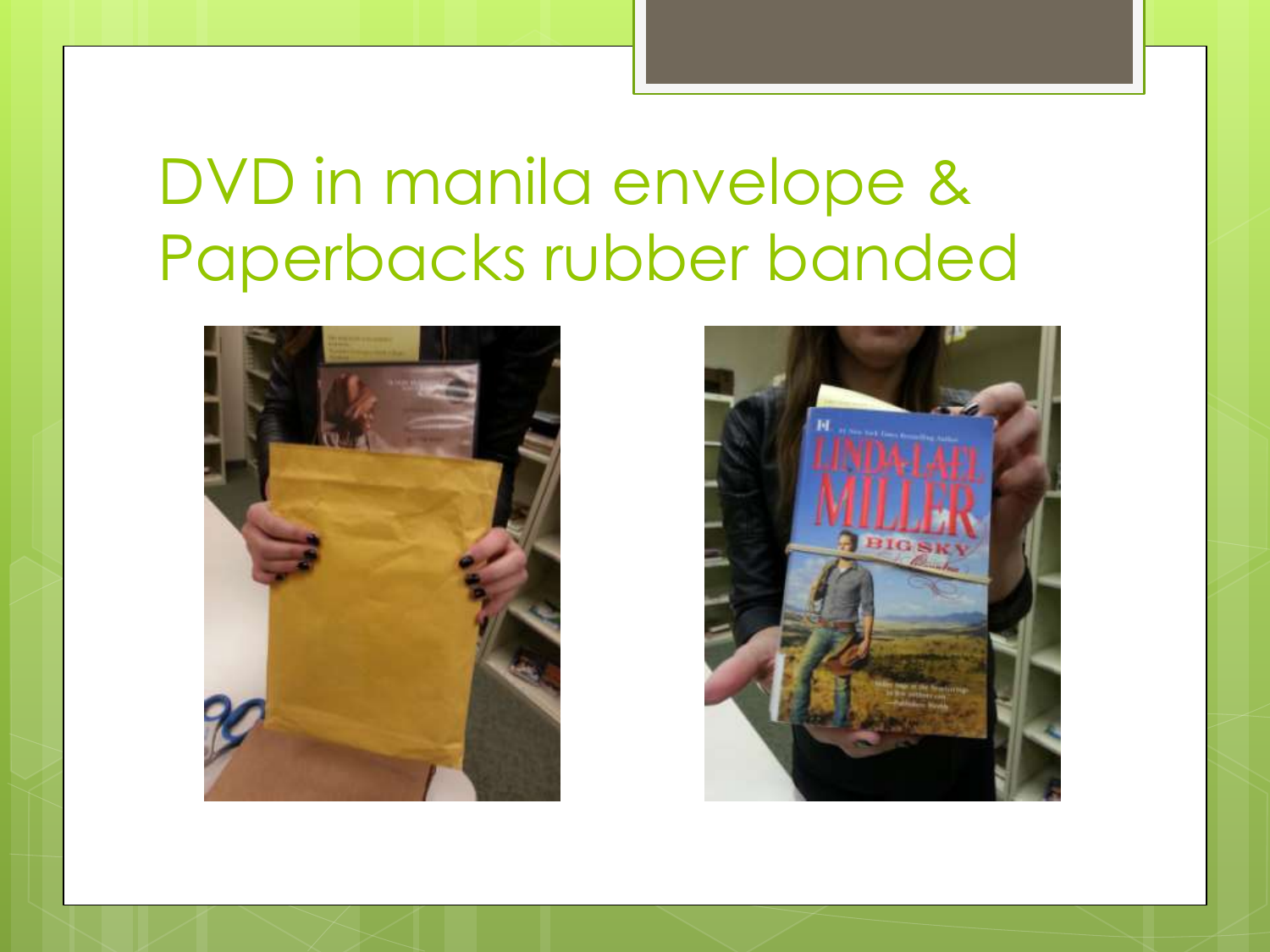# DVD in manila envelope & Paperbacks rubber banded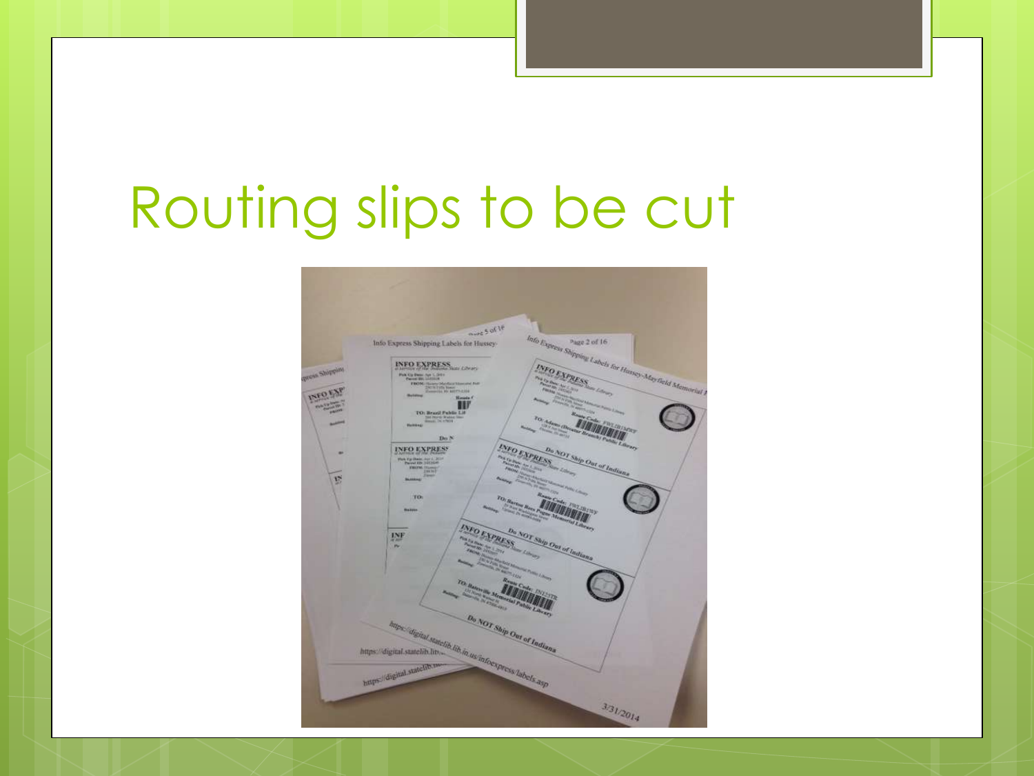# Routing slips to be cut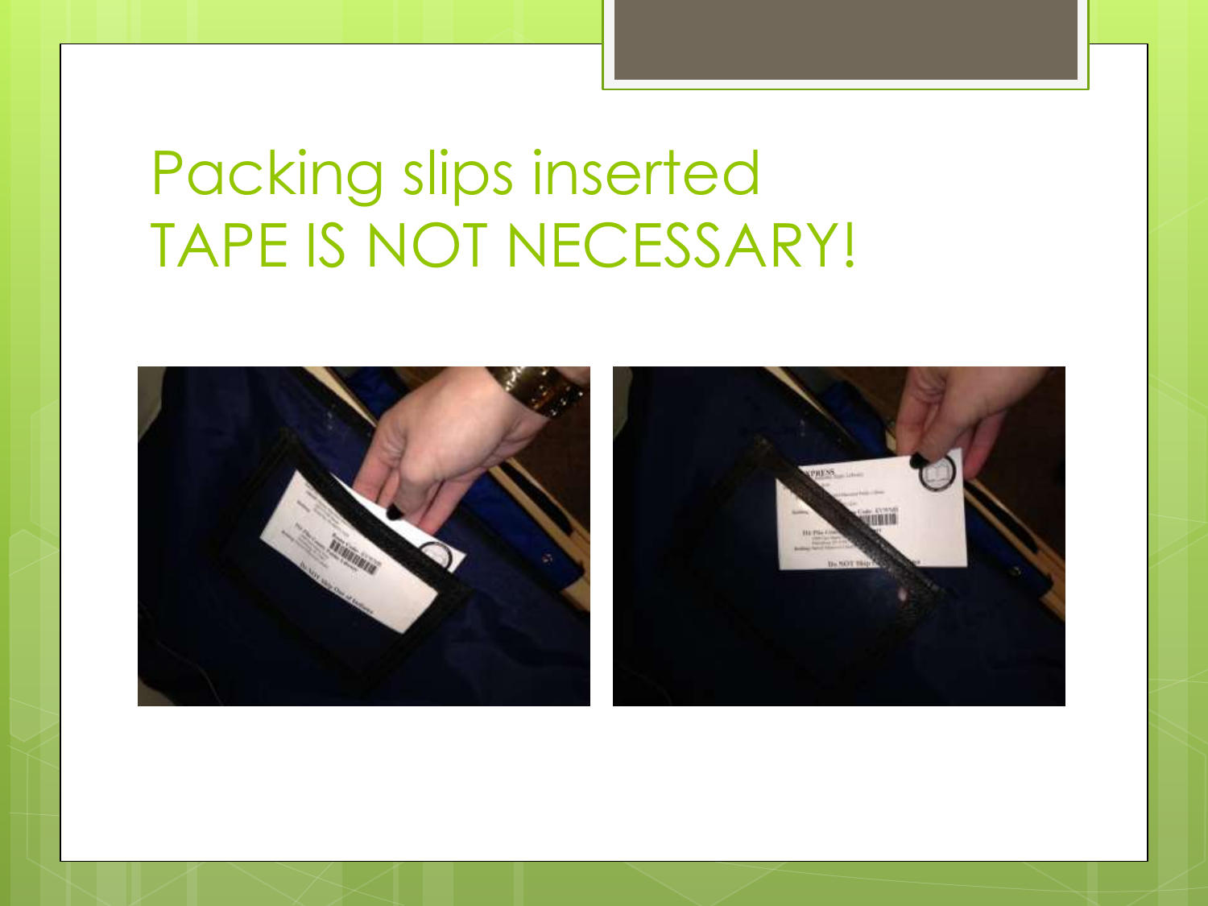# Packing slips inserted
# TAPE IS NOT NECESSARY!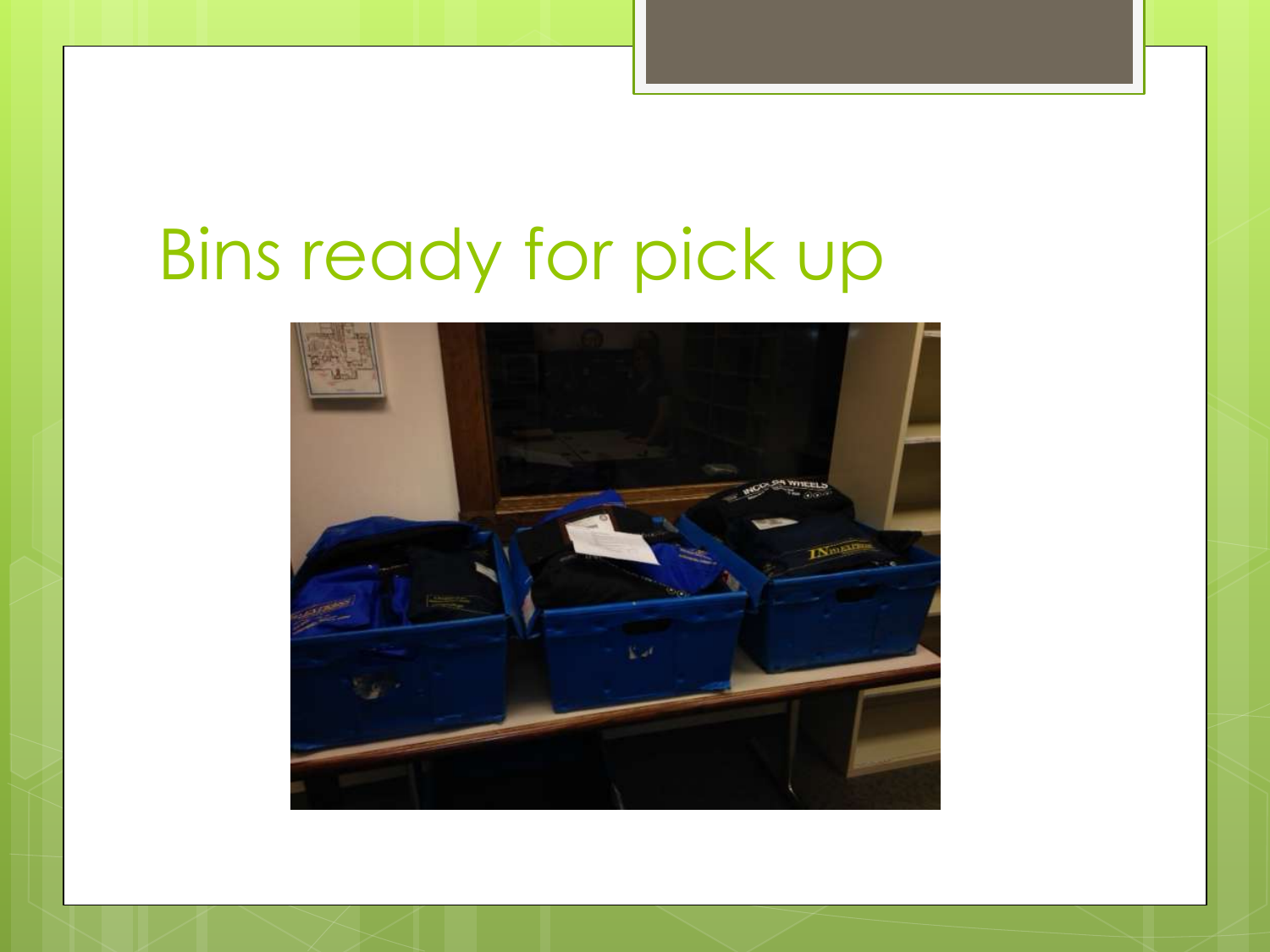# Bins ready for pick up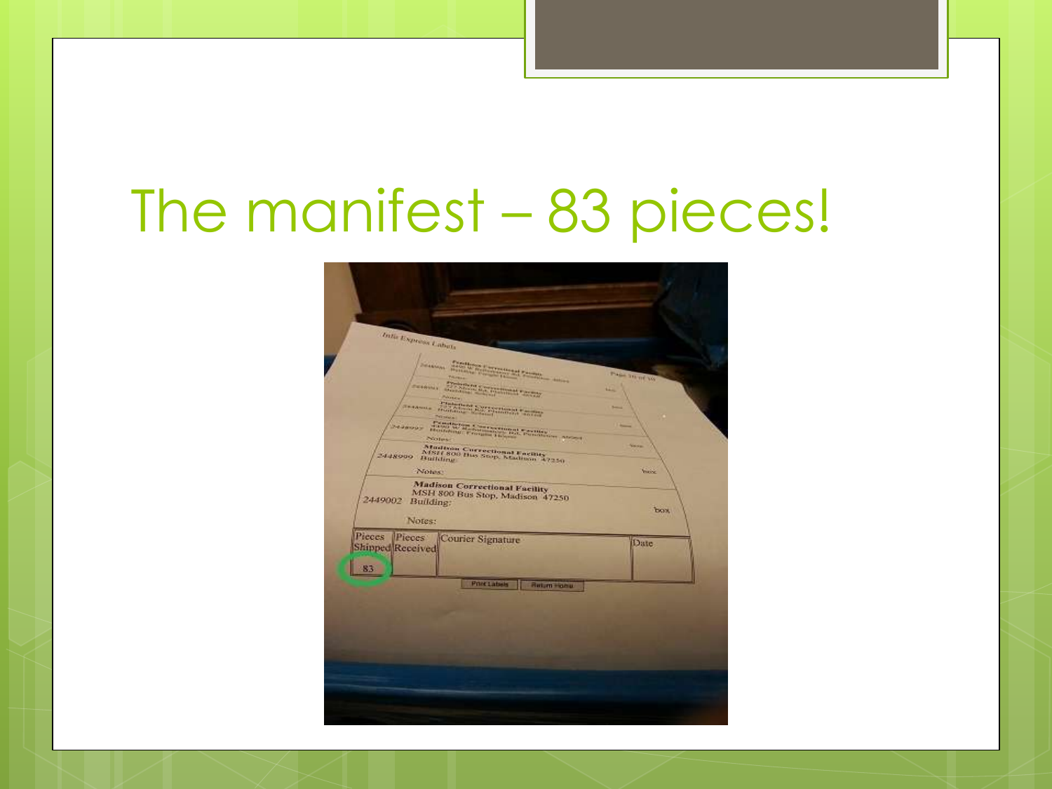# The manifest – 83 pieces!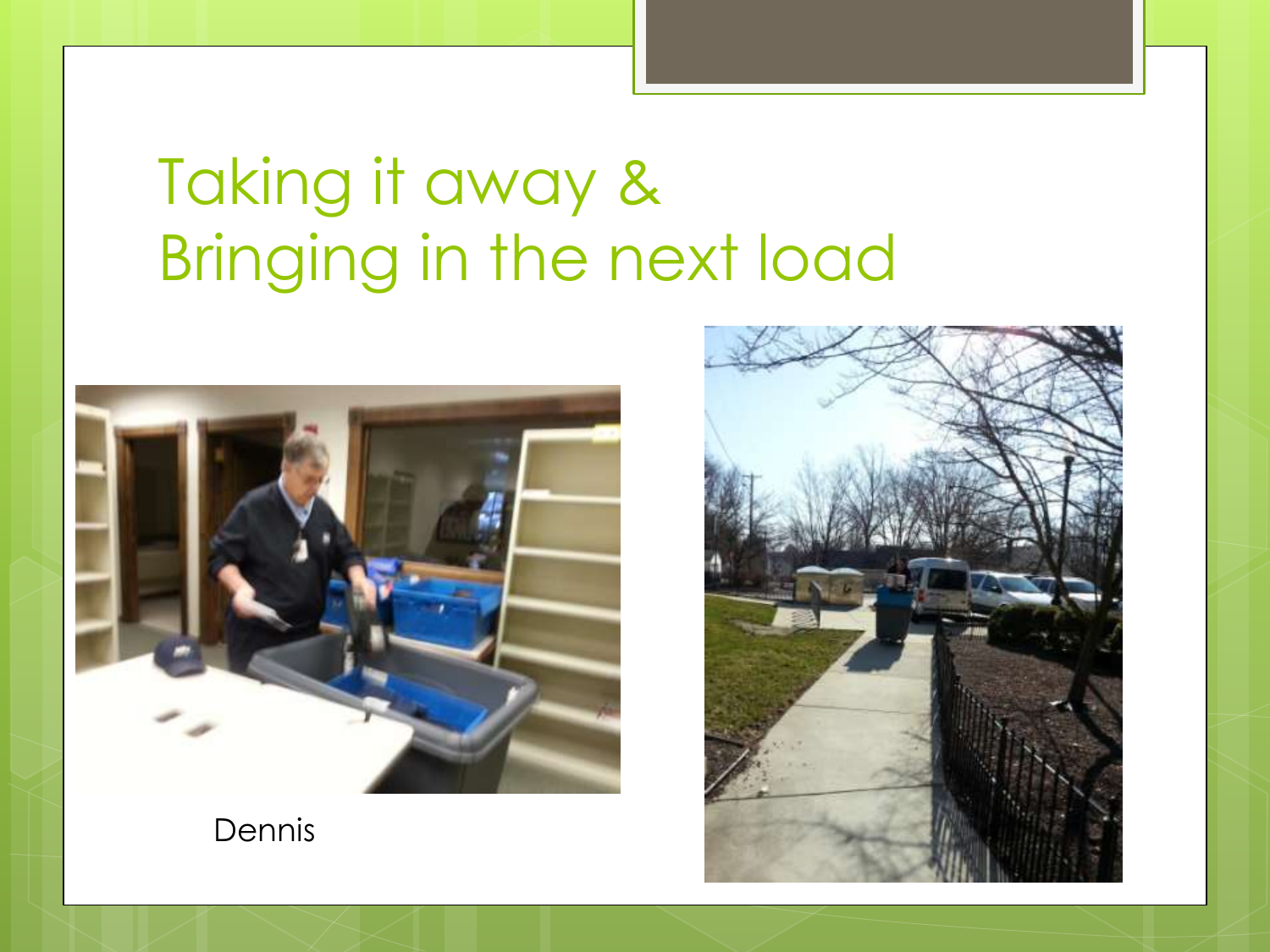# Taking it away & Bringing in the next load

Dennis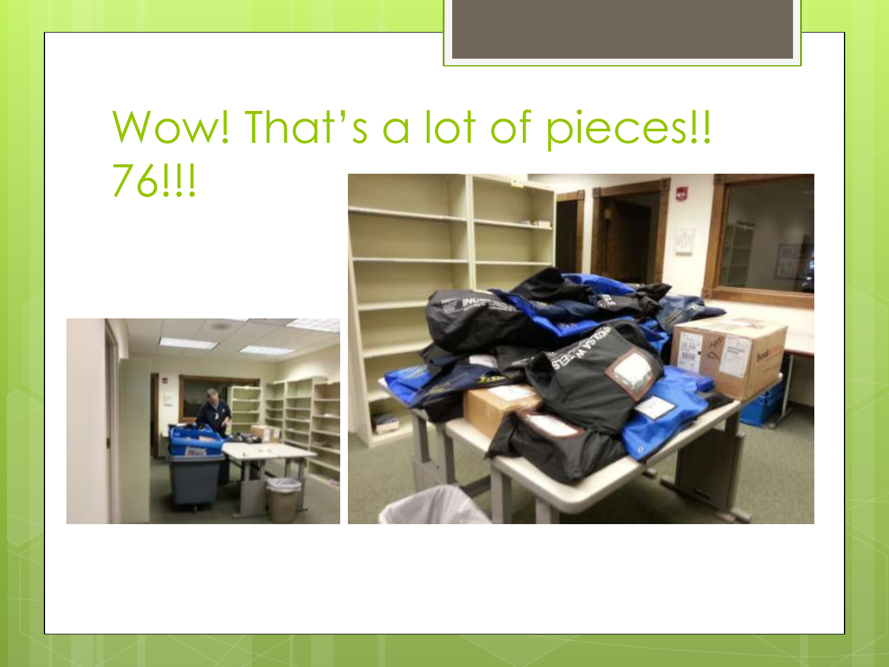# Wow! That's a lot of pieces!! 76!!!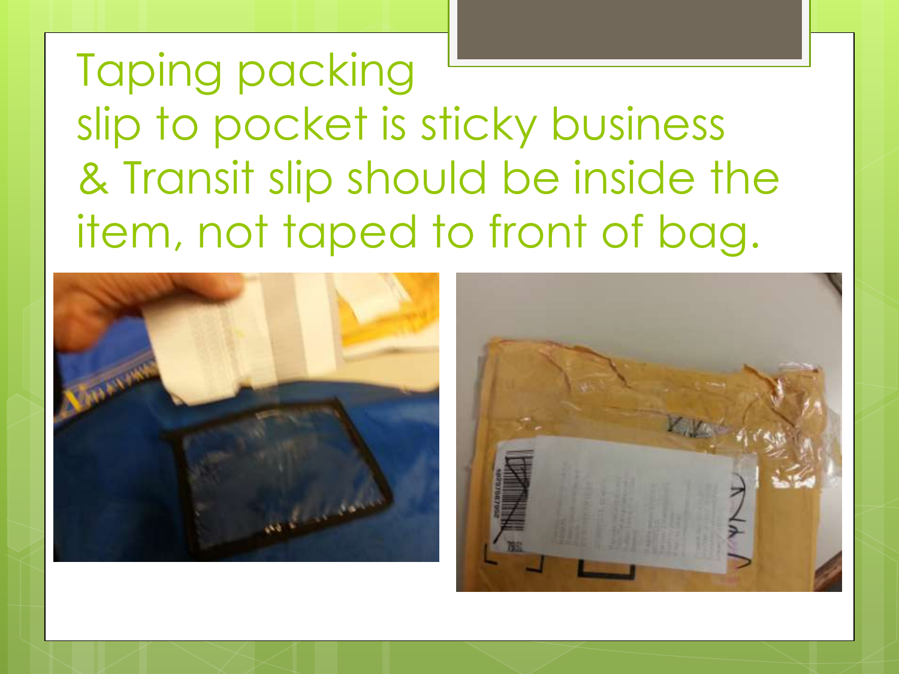# Taping packing slip to pocket is sticky business & Transit slip should be inside the item, not taped to front of bag.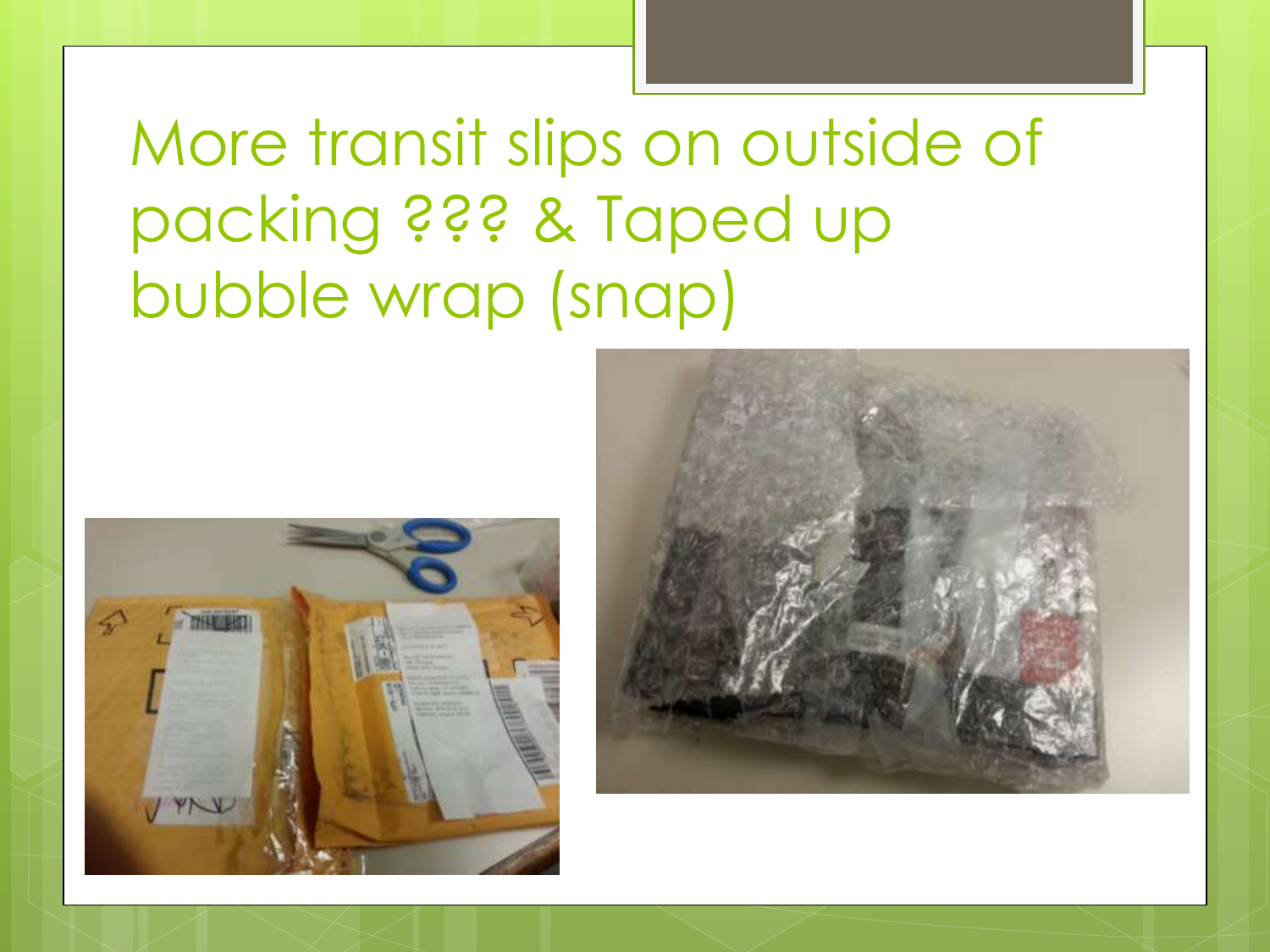# More transit slips on outside of packing ??? & Taped up bubble wrap (snap)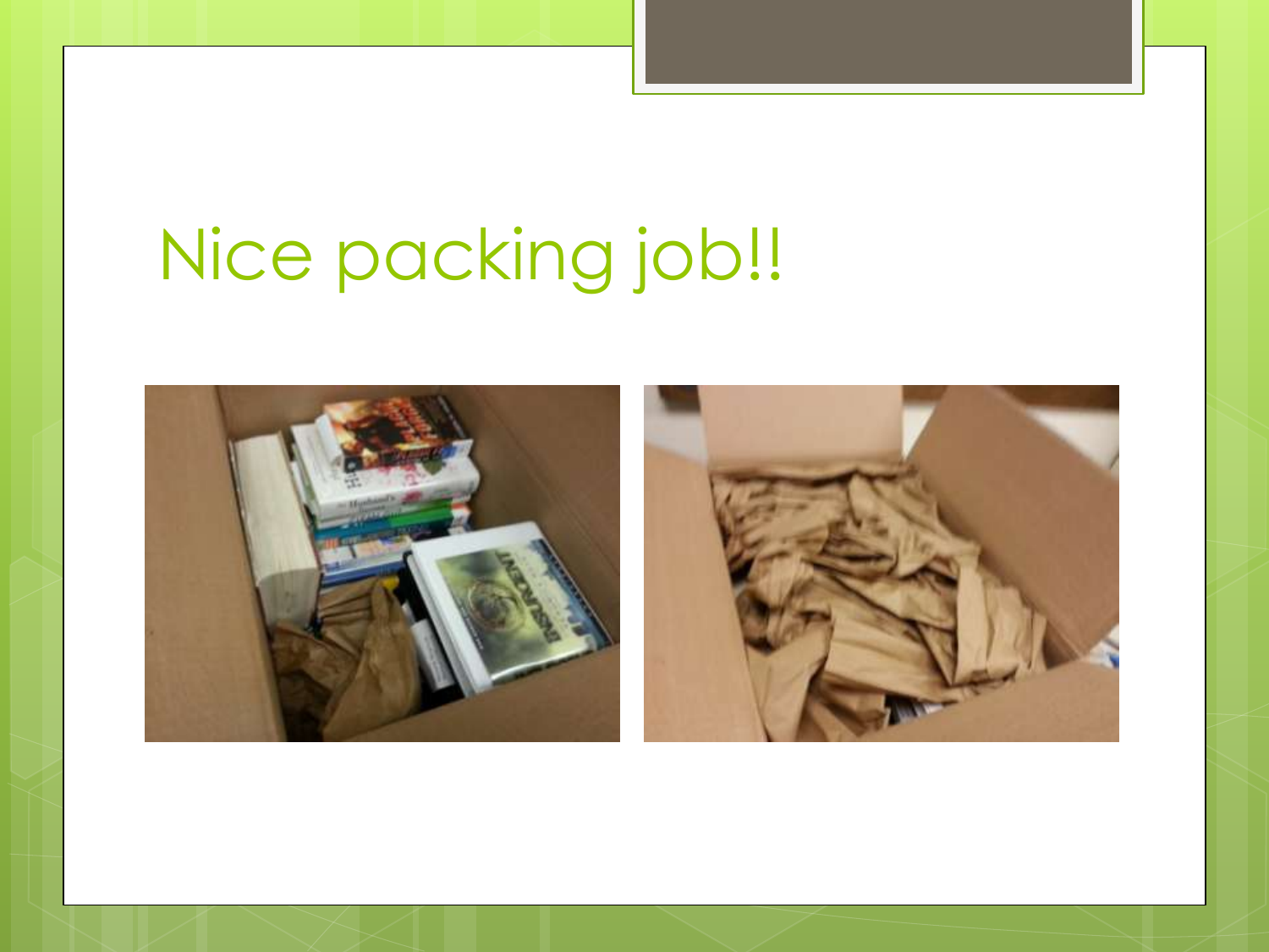# Nice packing job!!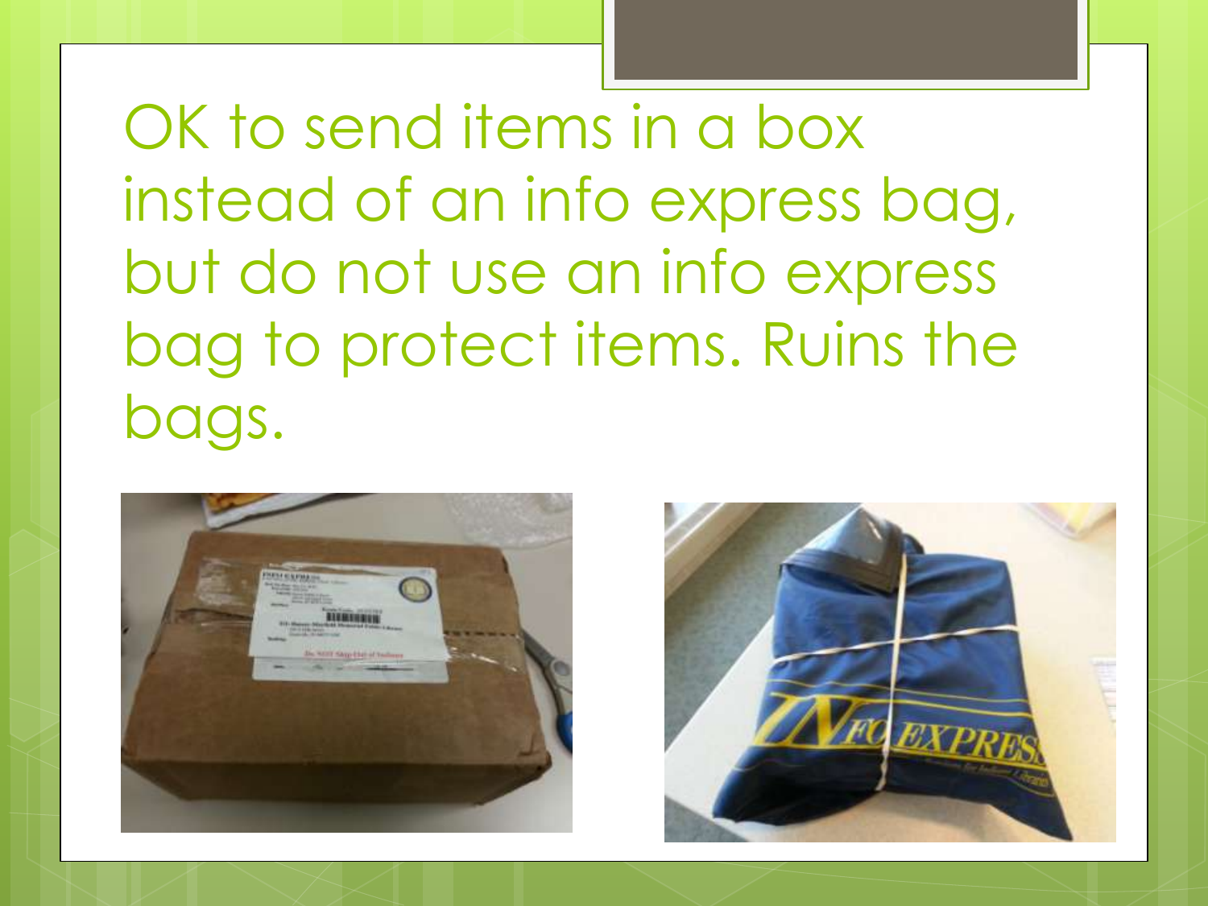OK to send items in a box instead of an info express bag, but do not use an info express bag to protect items. Ruins the bags.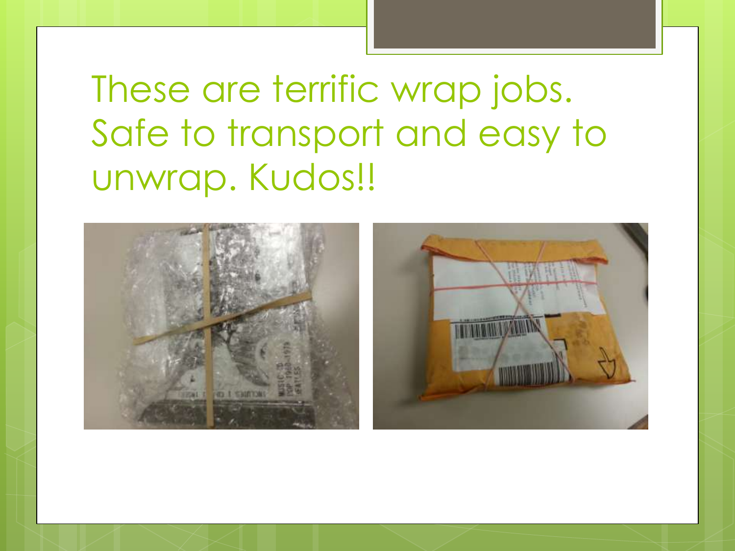# These are terrific wrap jobs. Safe to transport and easy to unwrap. Kudos!!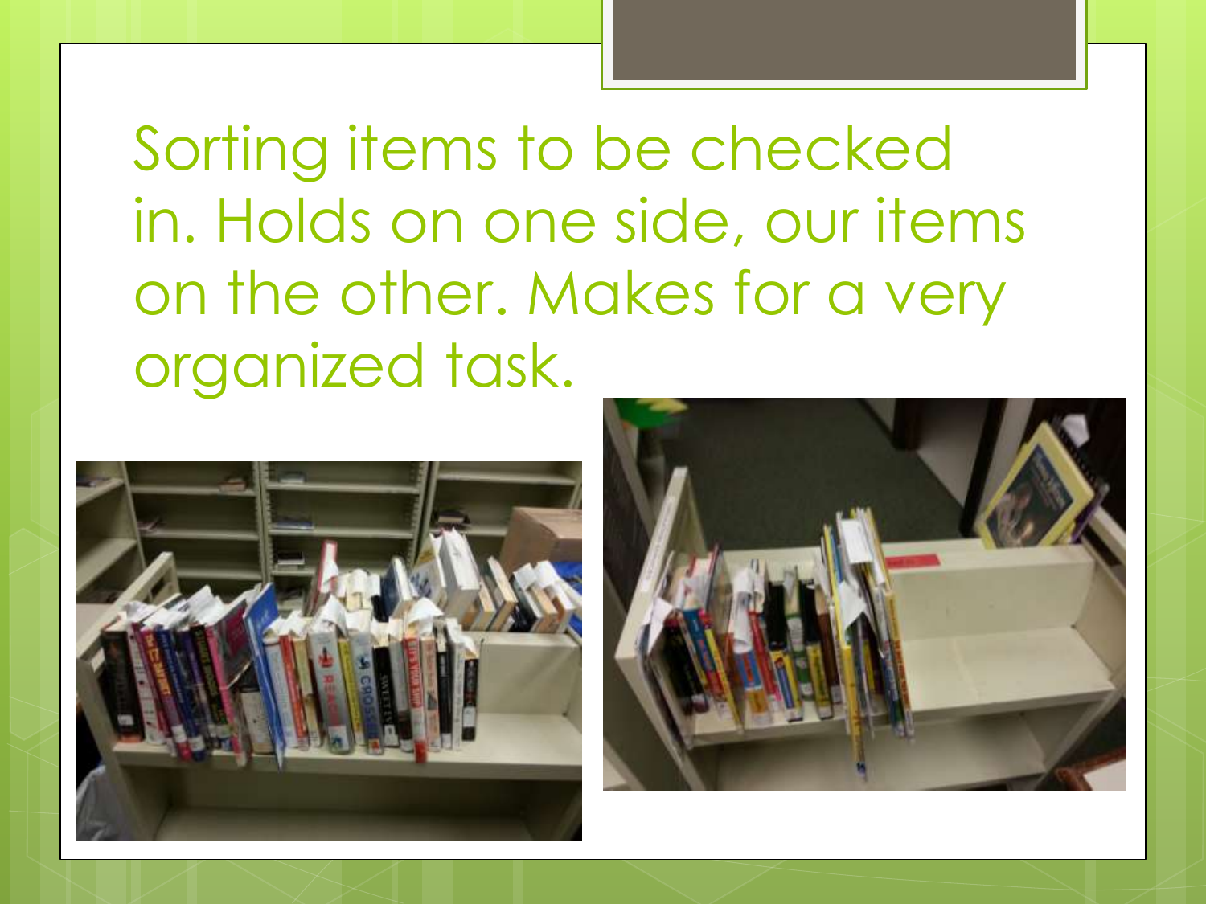Sorting items to be checked in. Holds on one side, our items on the other. Makes for a very organized task.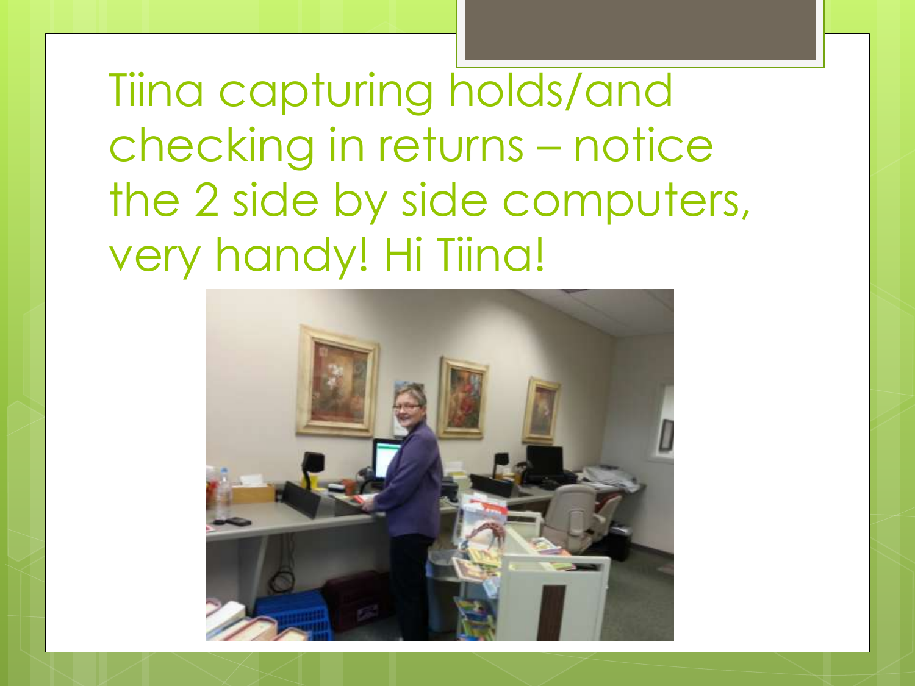# Tiina capturing holds/and checking in returns – notice the 2 side by side computers, very handy! Hi Tiina!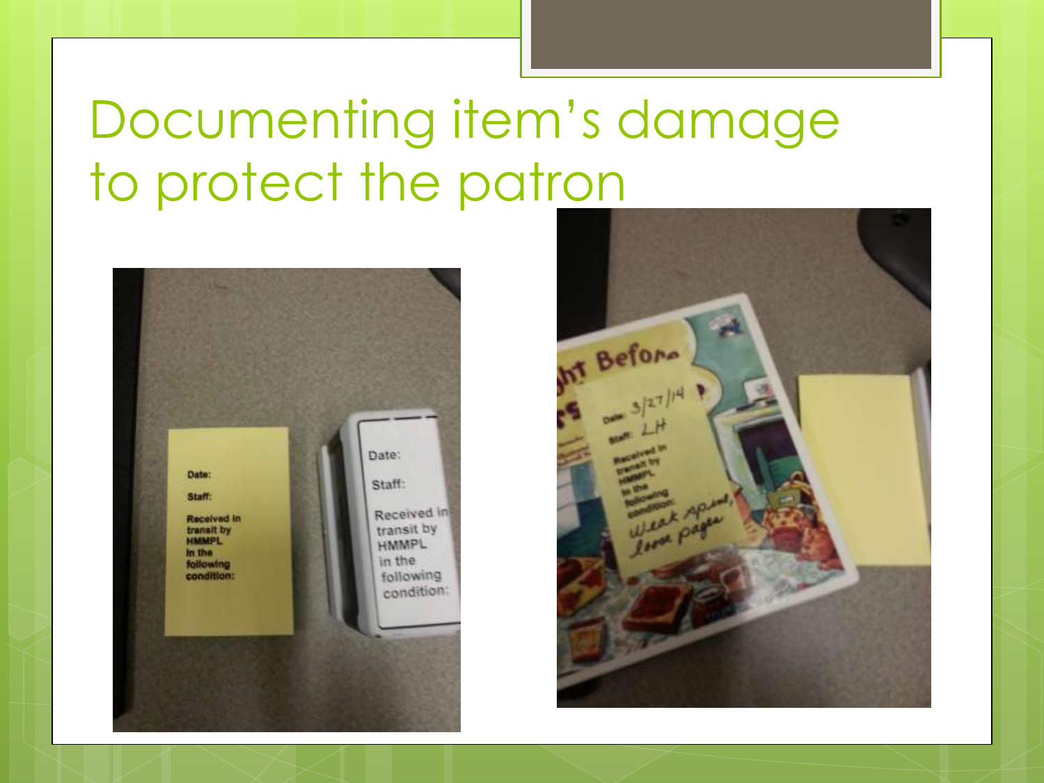# Documenting item's damage to protect the patron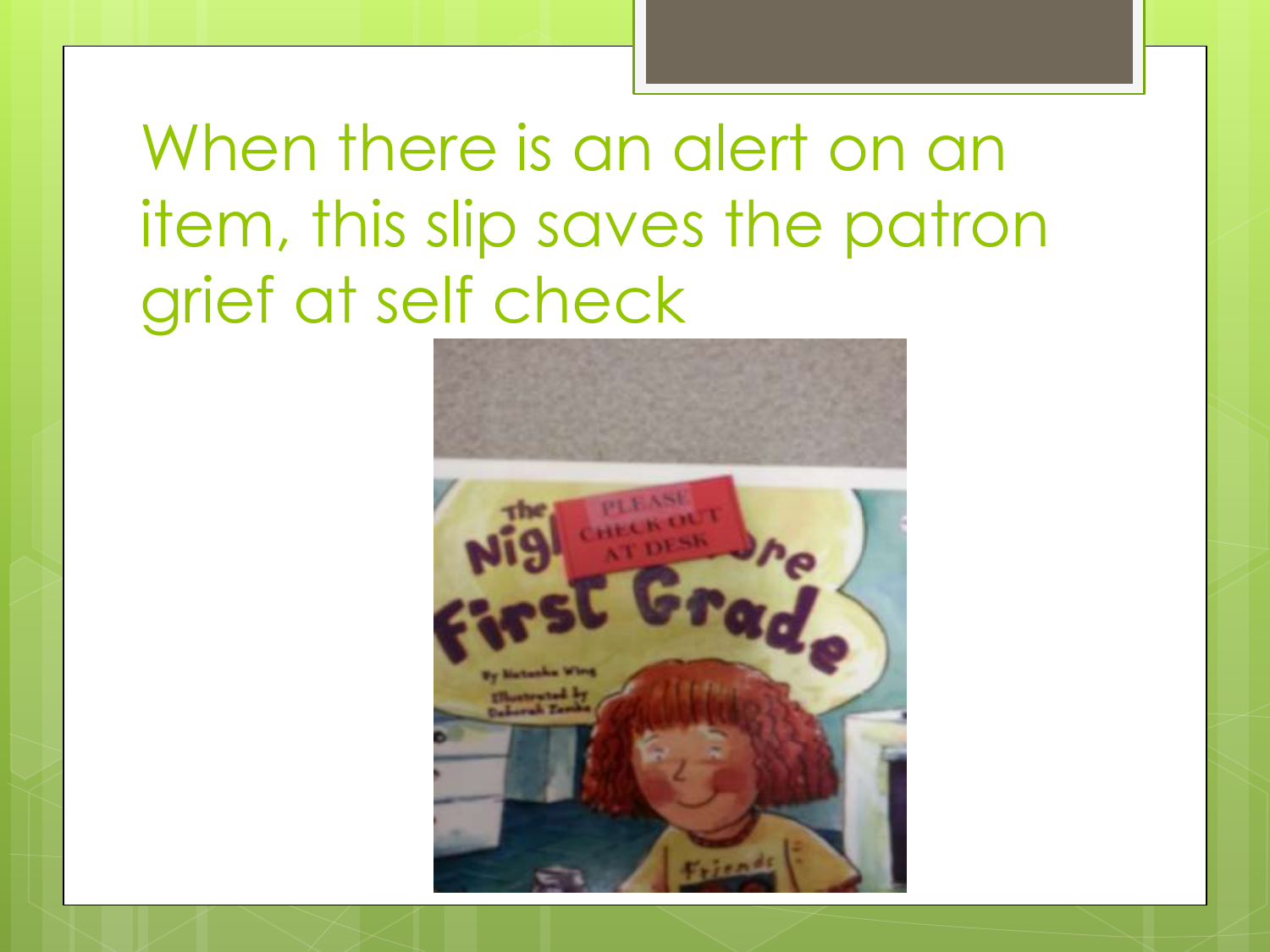# When there is an alert on an item, this slip saves the patron grief at self check